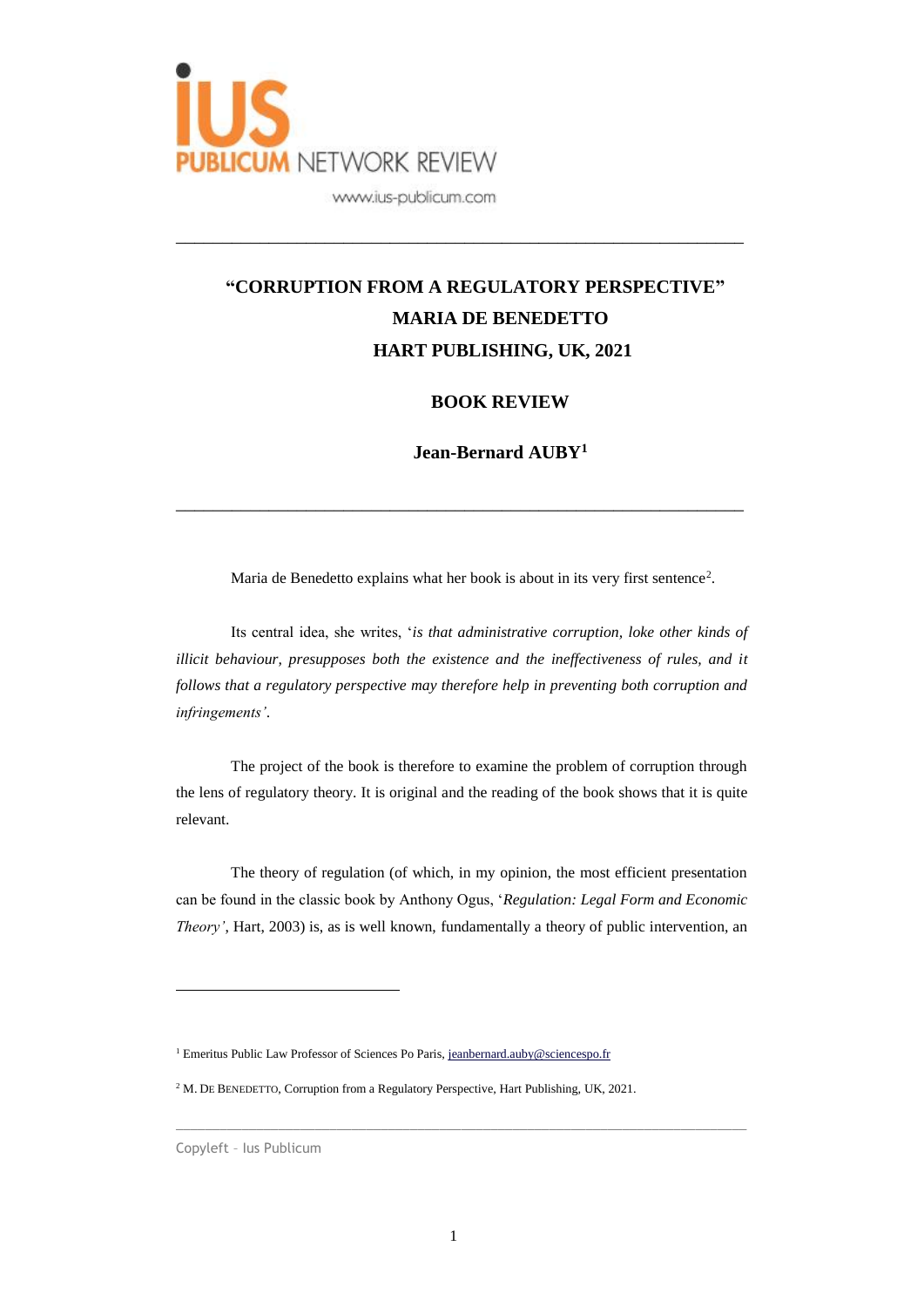**IUS PUBLICUM NETWORK REVIEW**

www.ius-publicum.com

---

# "CORRUPTION FROM A REGULATORY PERSPECTIVE" MARIA DE BENEDETTO HART PUBLISHING, UK, 2021

## BOOK REVIEW

**Jean-Bernard AUBY**[1]

---

Maria de Benedetto explains what her book is about in its very first sentence[2].

Its central idea, she writes, '*is that administrative corruption, loke other kinds of illicit behaviour, presupposes both the existence and the ineffectiveness of rules, and it follows that a regulatory perspective may therefore help in preventing both corruption and infringements'*.

The project of the book is therefore to examine the problem of corruption through the lens of regulatory theory. It is original and the reading of the book shows that it is quite relevant.

The theory of regulation (of which, in my opinion, the most efficient presentation can be found in the classic book by Anthony Ogus, '*Regulation: Legal Form and Economic Theory'*, Hart, 2003) is, as is well known, fundamentally a theory of public intervention, an

---

[1] Emeritus Public Law Professor of Sciences Po Paris, jeanbernard.auby@sciencespo.fr

[2] M. DE BENEDETTO, Corruption from a Regulatory Perspective, Hart Publishing, UK, 2021.

Copyleft – Ius Publicum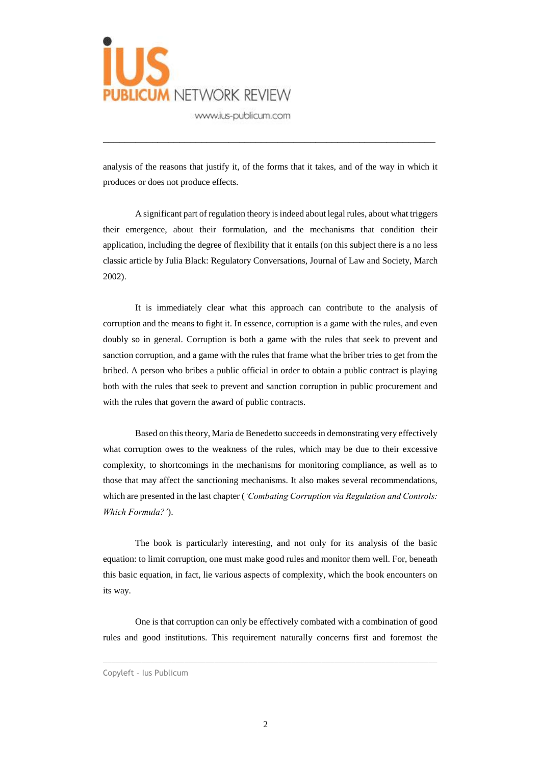analysis of the reasons that justify it, of the forms that it takes, and of the way in which it produces or does not produce effects.

A significant part of regulation theory is indeed about legal rules, about what triggers their emergence, about their formulation, and the mechanisms that condition their application, including the degree of flexibility that it entails (on this subject there is a no less classic article by Julia Black: Regulatory Conversations, Journal of Law and Society, March 2002).

It is immediately clear what this approach can contribute to the analysis of corruption and the means to fight it. In essence, corruption is a game with the rules, and even doubly so in general. Corruption is both a game with the rules that seek to prevent and sanction corruption, and a game with the rules that frame what the briber tries to get from the bribed. A person who bribes a public official in order to obtain a public contract is playing both with the rules that seek to prevent and sanction corruption in public procurement and with the rules that govern the award of public contracts.

Based on this theory, Maria de Benedetto succeeds in demonstrating very effectively what corruption owes to the weakness of the rules, which may be due to their excessive complexity, to shortcomings in the mechanisms for monitoring compliance, as well as to those that may affect the sanctioning mechanisms. It also makes several recommendations, which are presented in the last chapter (*'Combating Corruption via Regulation and Controls: Which Formula?'*).

The book is particularly interesting, and not only for its analysis of the basic equation: to limit corruption, one must make good rules and monitor them well. For, beneath this basic equation, in fact, lie various aspects of complexity, which the book encounters on its way.

One is that corruption can only be effectively combated with a combination of good rules and good institutions. This requirement naturally concerns first and foremost the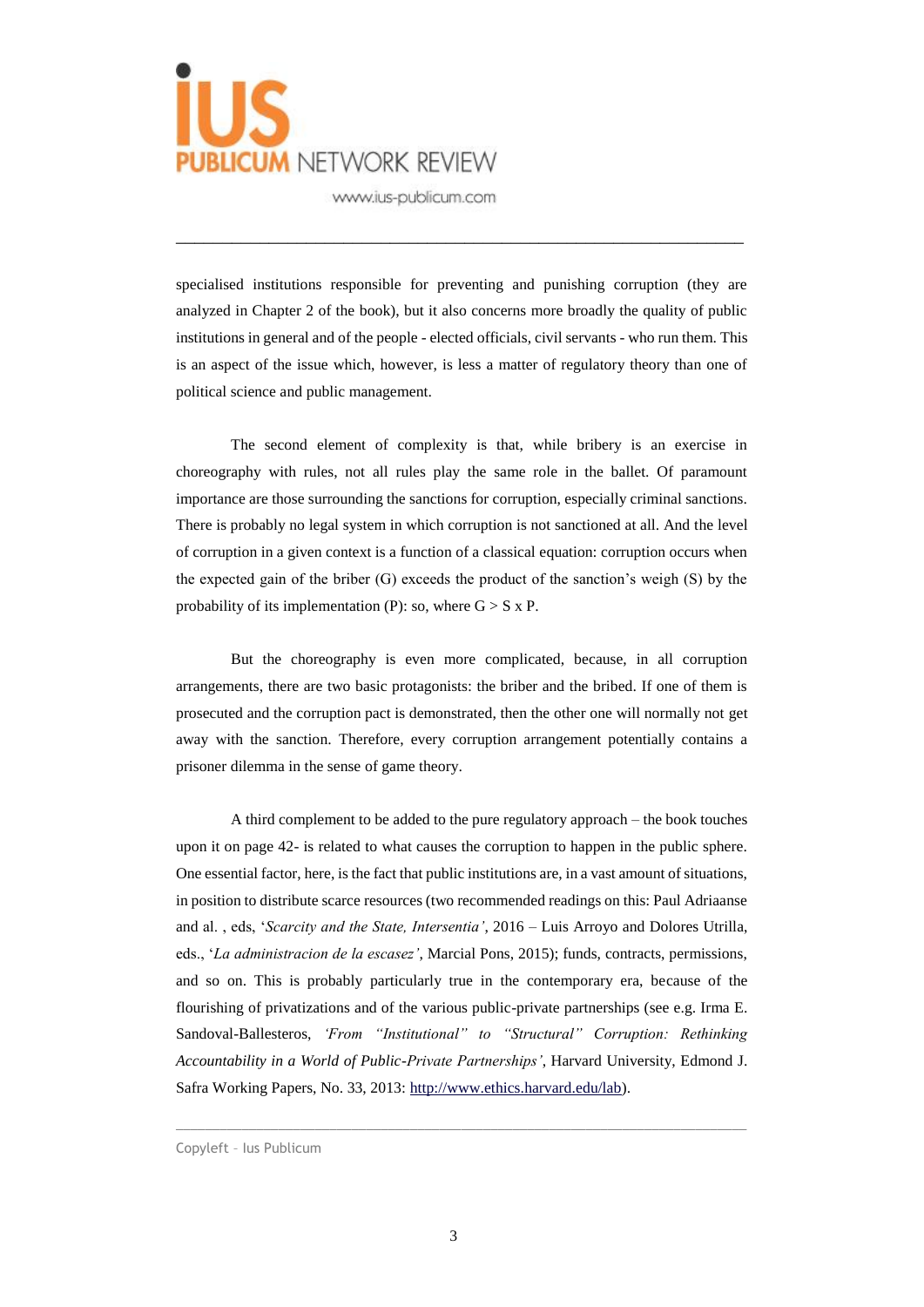specialised institutions responsible for preventing and punishing corruption (they are analyzed in Chapter 2 of the book), but it also concerns more broadly the quality of public institutions in general and of the people - elected officials, civil servants - who run them. This is an aspect of the issue which, however, is less a matter of regulatory theory than one of political science and public management.

The second element of complexity is that, while bribery is an exercise in choreography with rules, not all rules play the same role in the ballet. Of paramount importance are those surrounding the sanctions for corruption, especially criminal sanctions. There is probably no legal system in which corruption is not sanctioned at all. And the level of corruption in a given context is a function of a classical equation: corruption occurs when the expected gain of the briber (G) exceeds the product of the sanction's weigh (S) by the probability of its implementation (P): so, where $G > S \times P$.

But the choreography is even more complicated, because, in all corruption arrangements, there are two basic protagonists: the briber and the bribed. If one of them is prosecuted and the corruption pact is demonstrated, then the other one will normally not get away with the sanction. Therefore, every corruption arrangement potentially contains a prisoner dilemma in the sense of game theory.

A third complement to be added to the pure regulatory approach – the book touches upon it on page 42- is related to what causes the corruption to happen in the public sphere. One essential factor, here, is the fact that public institutions are, in a vast amount of situations, in position to distribute scarce resources (two recommended readings on this: Paul Adriaanse and al. , eds, '*Scarcity and the State, Intersentia'*, 2016 – Luis Arroyo and Dolores Utrilla, eds., '*La administracion de la escasez'*, Marcial Pons, 2015); funds, contracts, permissions, and so on. This is probably particularly true in the contemporary era, because of the flourishing of privatizations and of the various public-private partnerships (see e.g. Irma E. Sandoval-Ballesteros, *'From "Institutional" to "Structural" Corruption: Rethinking Accountability in a World of Public-Private Partnerships'*, Harvard University, Edmond J. Safra Working Papers, No. 33, 2013: http://www.ethics.harvard.edu/lab).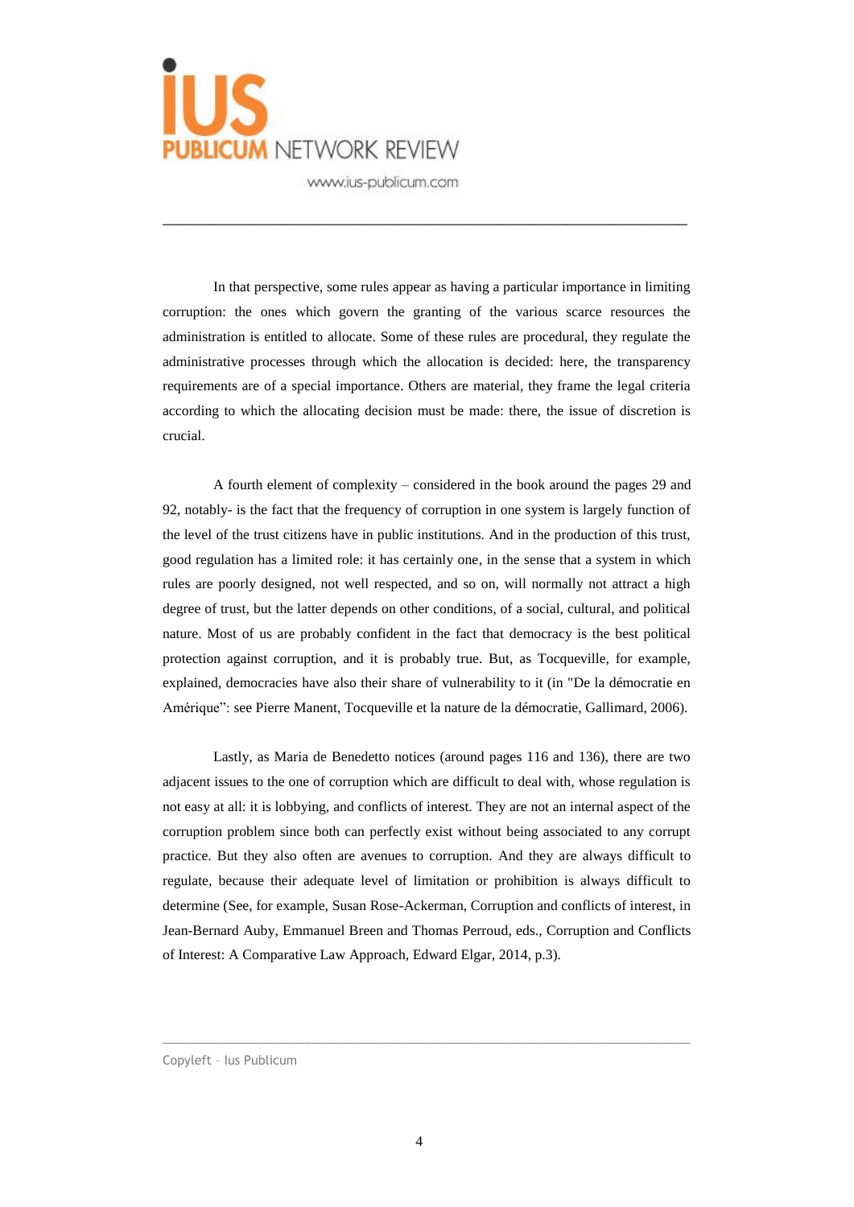In that perspective, some rules appear as having a particular importance in limiting corruption: the ones which govern the granting of the various scarce resources the administration is entitled to allocate. Some of these rules are procedural, they regulate the administrative processes through which the allocation is decided: here, the transparency requirements are of a special importance. Others are material, they frame the legal criteria according to which the allocating decision must be made: there, the issue of discretion is crucial.

A fourth element of complexity – considered in the book around the pages 29 and 92, notably- is the fact that the frequency of corruption in one system is largely function of the level of the trust citizens have in public institutions. And in the production of this trust, good regulation has a limited role: it has certainly one, in the sense that a system in which rules are poorly designed, not well respected, and so on, will normally not attract a high degree of trust, but the latter depends on other conditions, of a social, cultural, and political nature. Most of us are probably confident in the fact that democracy is the best political protection against corruption, and it is probably true. But, as Tocqueville, for example, explained, democracies have also their share of vulnerability to it (in "De la démocratie en Amérique": see Pierre Manent, Tocqueville et la nature de la démocratie, Gallimard, 2006).

Lastly, as Maria de Benedetto notices (around pages 116 and 136), there are two adjacent issues to the one of corruption which are difficult to deal with, whose regulation is not easy at all: it is lobbying, and conflicts of interest. They are not an internal aspect of the corruption problem since both can perfectly exist without being associated to any corrupt practice. But they also often are avenues to corruption. And they are always difficult to regulate, because their adequate level of limitation or prohibition is always difficult to determine (See, for example, Susan Rose-Ackerman, Corruption and conflicts of interest, in Jean-Bernard Auby, Emmanuel Breen and Thomas Perroud, eds., Corruption and Conflicts of Interest: A Comparative Law Approach, Edward Elgar, 2014, p.3).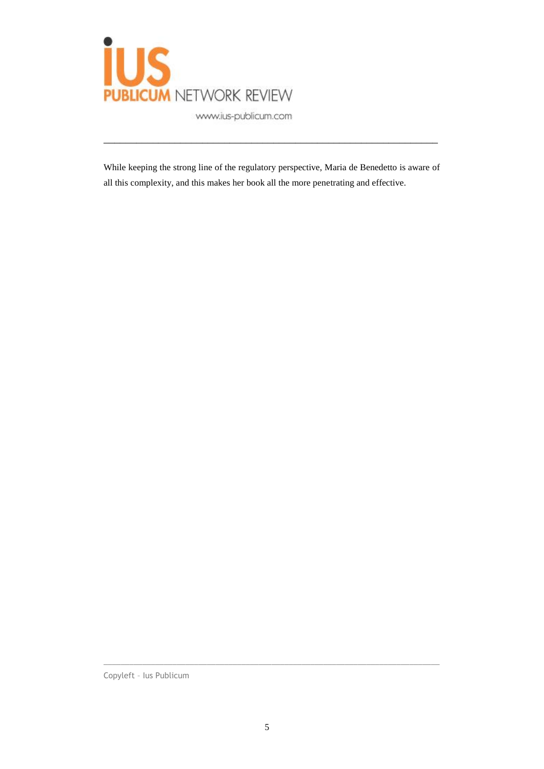While keeping the strong line of the regulatory perspective, Maria de Benedetto is aware of all this complexity, and this makes her book all the more penetrating and effective.